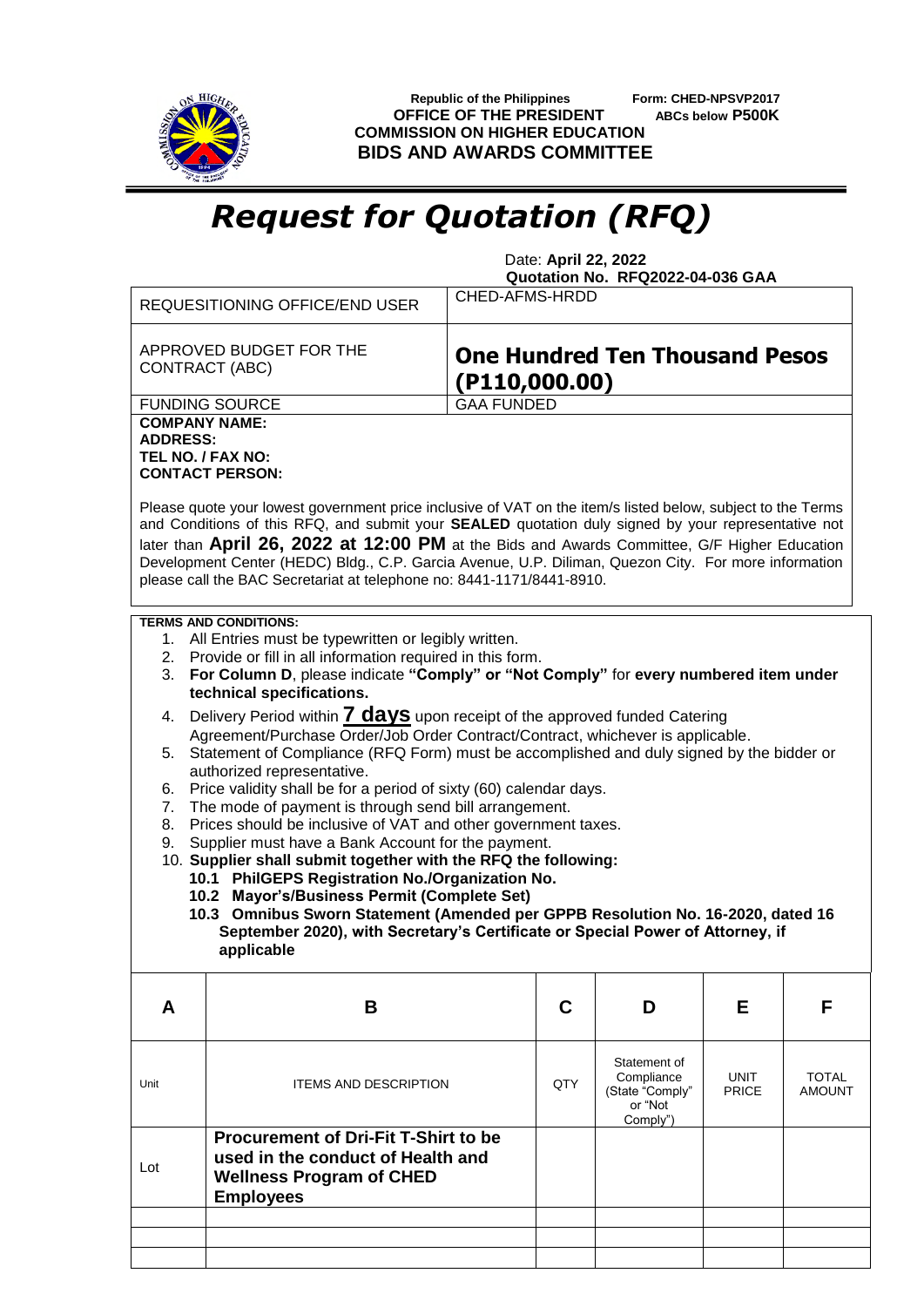Republic of the Philippines
**OFFICE OF THE PRESIDENT**
**COMMISSION ON HIGHER EDUCATION**
**BIDS AND AWARDS COMMITTEE**

Form: CHED-NPSVP2017
**ABCs below P500K**

# *Request for Quotation (RFQ)*

Date: **April 22, 2022**
**Quotation No. RFQ2022-04-036 GAA**

| | |
|---|---|
| REQUESITIONING OFFICE/END USER | CHED-AFMS-HRDD |
| APPROVED BUDGET FOR THE CONTRACT (ABC) | **One Hundred Ten Thousand Pesos (P110,000.00)** |
| FUNDING SOURCE | GAA FUNDED |

**COMPANY NAME:**
**ADDRESS:**
**TEL NO. / FAX NO:**
**CONTACT PERSON:**

Please quote your lowest government price inclusive of VAT on the item/s listed below, subject to the Terms and Conditions of this RFQ, and submit your **SEALED** quotation duly signed by your representative not later than **April 26, 2022 at 12:00 PM** at the Bids and Awards Committee, G/F Higher Education Development Center (HEDC) Bldg., C.P. Garcia Avenue, U.P. Diliman, Quezon City. For more information please call the BAC Secretariat at telephone no: 8441-1171/8441-8910.

**TERMS AND CONDITIONS:**

1. All Entries must be typewritten or legibly written.
2. Provide or fill in all information required in this form.
3. **For Column D**, please indicate **"Comply" or "Not Comply"** for **every numbered item under technical specifications.**
4. Delivery Period within **7 days** upon receipt of the approved funded Catering Agreement/Purchase Order/Job Order Contract/Contract, whichever is applicable.
5. Statement of Compliance (RFQ Form) must be accomplished and duly signed by the bidder or authorized representative.
6. Price validity shall be for a period of sixty (60) calendar days.
7. The mode of payment is through send bill arrangement.
8. Prices should be inclusive of VAT and other government taxes.
9. Supplier must have a Bank Account for the payment.
10. **Supplier shall submit together with the RFQ the following:**
    - **10.1 PhilGEPS Registration No./Organization No.**
    - **10.2 Mayor's/Business Permit (Complete Set)**
    - **10.3 Omnibus Sworn Statement (Amended per GPPB Resolution No. 16-2020, dated 16 September 2020), with Secretary's Certificate or Special Power of Attorney, if applicable**

| A | B | C | D | E | F |
|---|---|---|---|---|---|
| Unit | ITEMS AND DESCRIPTION | QTY | Statement of Compliance (State "Comply" or "Not Comply") | UNIT PRICE | TOTAL AMOUNT |
| Lot | **Procurement of Dri-Fit T-Shirt to be used in the conduct of Health and Wellness Program of CHED Employees** | | | | |
| | | | | | |
| | | | | | |
| | | | | | |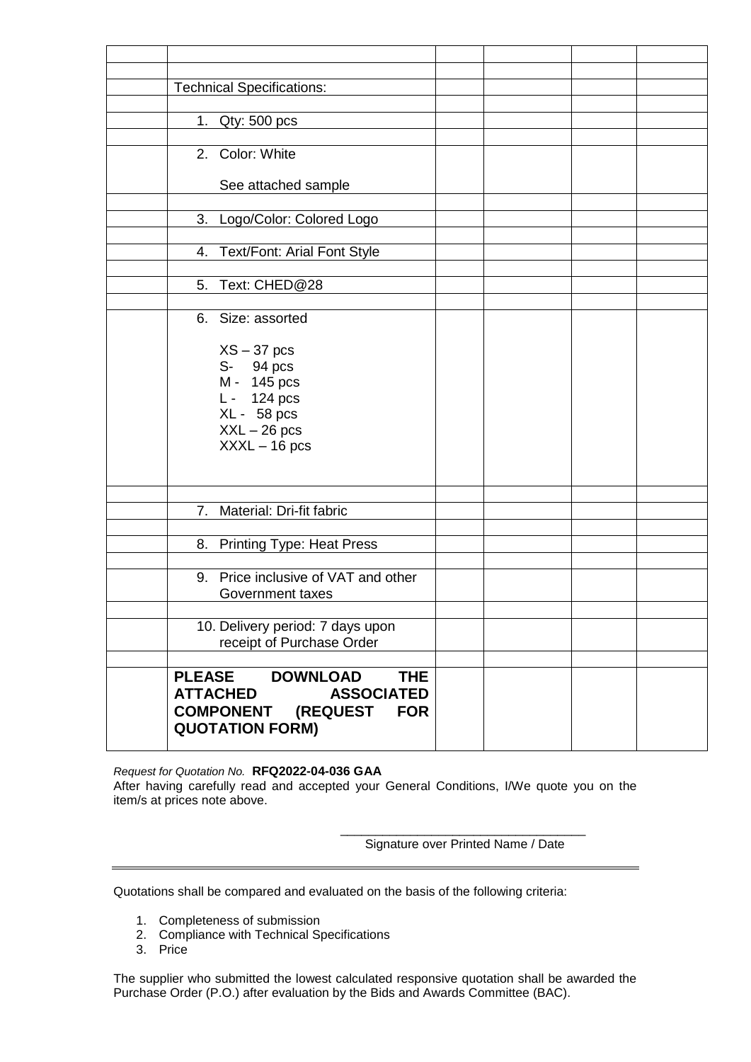| | | | | | |
|---|---|---|---|---|---|
| | | | | | |
| | Technical Specifications: | | | | |
| | | | | | |
| | 1. Qty: 500 pcs | | | | |
| | | | | | |
| | 2. Color: White<br><br>See attached sample | | | | |
| | | | | | |
| | 3. Logo/Color: Colored Logo | | | | |
| | | | | | |
| | 4. Text/Font: Arial Font Style | | | | |
| | | | | | |
| | 5. Text: CHED@28 | | | | |
| | | | | | |
| | 6. Size: assorted<br><br>XS – 37 pcs<br>S- 94 pcs<br>M - 145 pcs<br>L - 124 pcs<br>XL - 58 pcs<br>XXL – 26 pcs<br>XXXL – 16 pcs | | | | |
| | | | | | |
| | 7. Material: Dri-fit fabric | | | | |
| | | | | | |
| | 8. Printing Type: Heat Press | | | | |
| | | | | | |
| | 9. Price inclusive of VAT and other Government taxes | | | | |
| | | | | | |
| | 10. Delivery period: 7 days upon receipt of Purchase Order | | | | |
| | | | | | |
| | **PLEASE DOWNLOAD THE ATTACHED ASSOCIATED COMPONENT (REQUEST FOR QUOTATION FORM)** | | | | |

*Request for Quotation No.* **RFQ2022-04-036 GAA**

After having carefully read and accepted your General Conditions, I/We quote you on the item/s at prices note above.

\_\_\_\_\_\_\_\_\_\_\_\_\_\_\_\_\_\_\_\_\_\_\_\_\_\_\_\_\_\_\_\_\_\_\_

Signature over Printed Name / Date

---

Quotations shall be compared and evaluated on the basis of the following criteria:

1. Completeness of submission
2. Compliance with Technical Specifications
3. Price

The supplier who submitted the lowest calculated responsive quotation shall be awarded the Purchase Order (P.O.) after evaluation by the Bids and Awards Committee (BAC).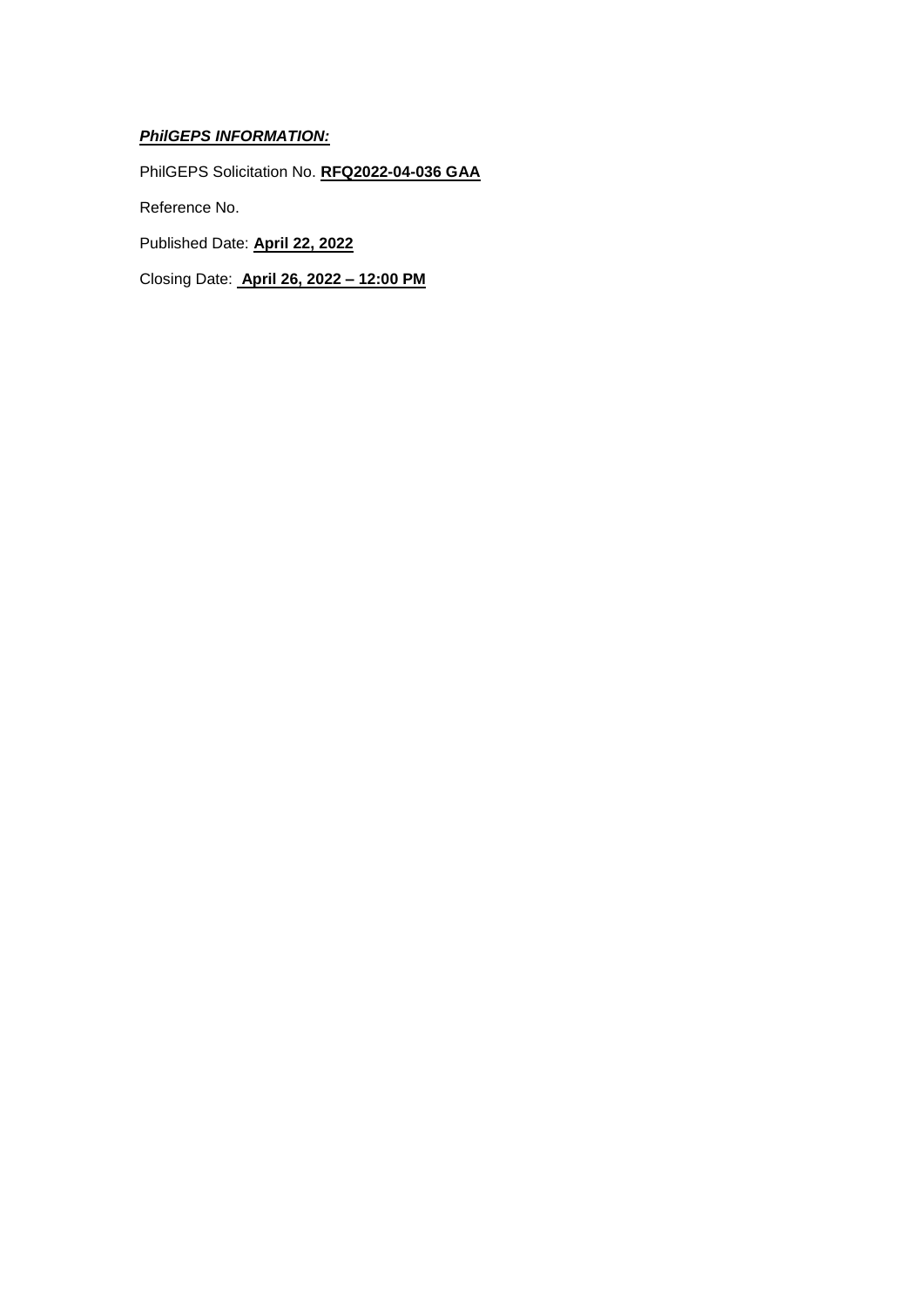***PhilGEPS INFORMATION:***

PhilGEPS Solicitation No. **RFQ2022-04-036 GAA**

Reference No.

Published Date: **April 22, 2022**

Closing Date: **April 26, 2022 – 12:00 PM**